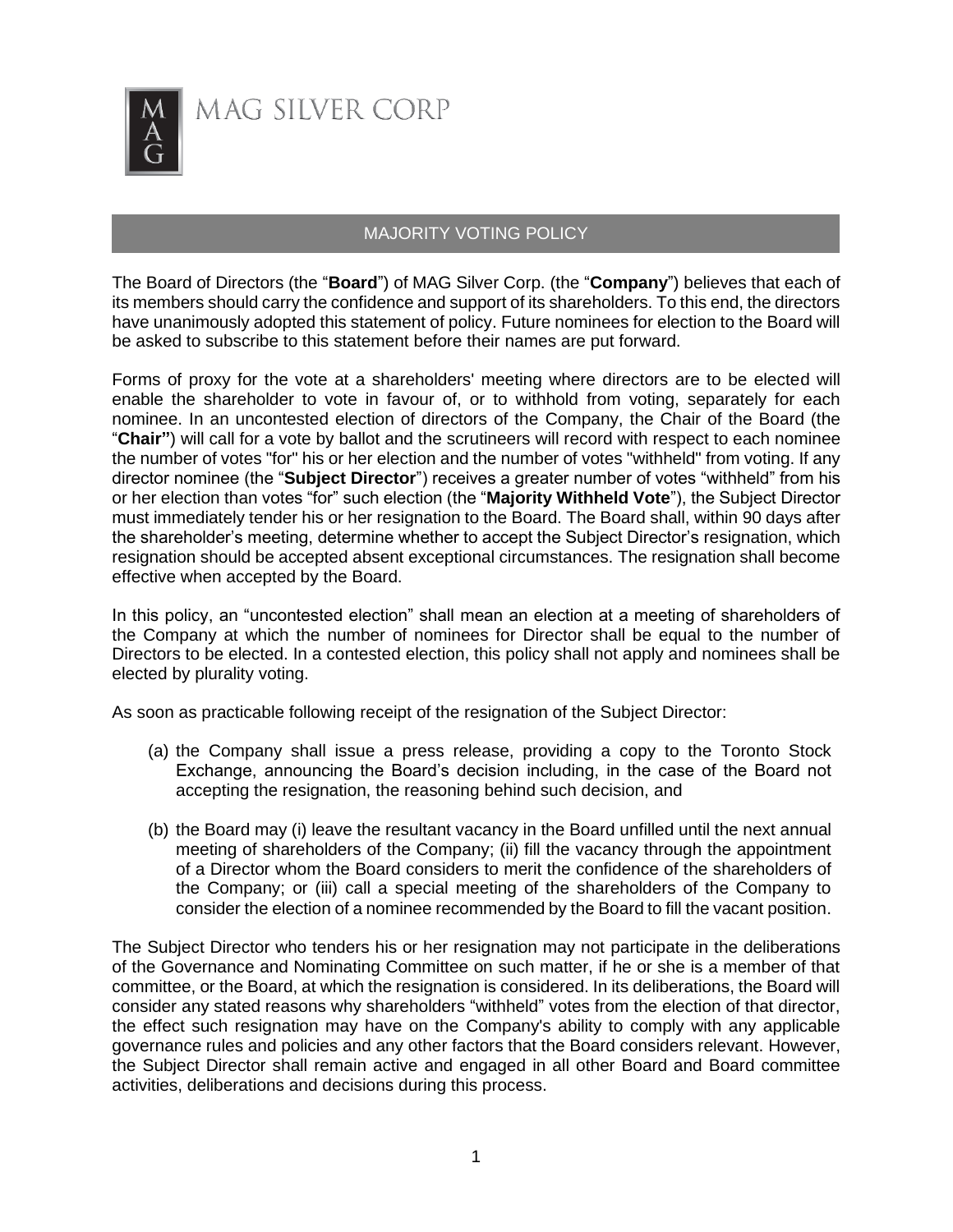MAG SILVER CORP

## MAJORITY VOTING POLICY

The Board of Directors (the "**Board**") of MAG Silver Corp. (the "**Company**") believes that each of its members should carry the confidence and support of its shareholders. To this end, the directors have unanimously adopted this statement of policy. Future nominees for election to the Board will be asked to subscribe to this statement before their names are put forward.

Forms of proxy for the vote at a shareholders' meeting where directors are to be elected will enable the shareholder to vote in favour of, or to withhold from voting, separately for each nominee. In an uncontested election of directors of the Company, the Chair of the Board (the "**Chair"**) will call for a vote by ballot and the scrutineers will record with respect to each nominee the number of votes "for" his or her election and the number of votes "withheld" from voting. If any director nominee (the "**Subject Director**") receives a greater number of votes "withheld" from his or her election than votes "for" such election (the "**Majority Withheld Vote**"), the Subject Director must immediately tender his or her resignation to the Board. The Board shall, within 90 days after the shareholder's meeting, determine whether to accept the Subject Director's resignation, which resignation should be accepted absent exceptional circumstances. The resignation shall become effective when accepted by the Board.

In this policy, an "uncontested election" shall mean an election at a meeting of shareholders of the Company at which the number of nominees for Director shall be equal to the number of Directors to be elected. In a contested election, this policy shall not apply and nominees shall be elected by plurality voting.

As soon as practicable following receipt of the resignation of the Subject Director:

(a) the Company shall issue a press release, providing a copy to the Toronto Stock Exchange, announcing the Board's decision including, in the case of the Board not accepting the resignation, the reasoning behind such decision, and

(b) the Board may (i) leave the resultant vacancy in the Board unfilled until the next annual meeting of shareholders of the Company; (ii) fill the vacancy through the appointment of a Director whom the Board considers to merit the confidence of the shareholders of the Company; or (iii) call a special meeting of the shareholders of the Company to consider the election of a nominee recommended by the Board to fill the vacant position.

The Subject Director who tenders his or her resignation may not participate in the deliberations of the Governance and Nominating Committee on such matter, if he or she is a member of that committee, or the Board, at which the resignation is considered. In its deliberations, the Board will consider any stated reasons why shareholders "withheld" votes from the election of that director, the effect such resignation may have on the Company's ability to comply with any applicable governance rules and policies and any other factors that the Board considers relevant. However, the Subject Director shall remain active and engaged in all other Board and Board committee activities, deliberations and decisions during this process.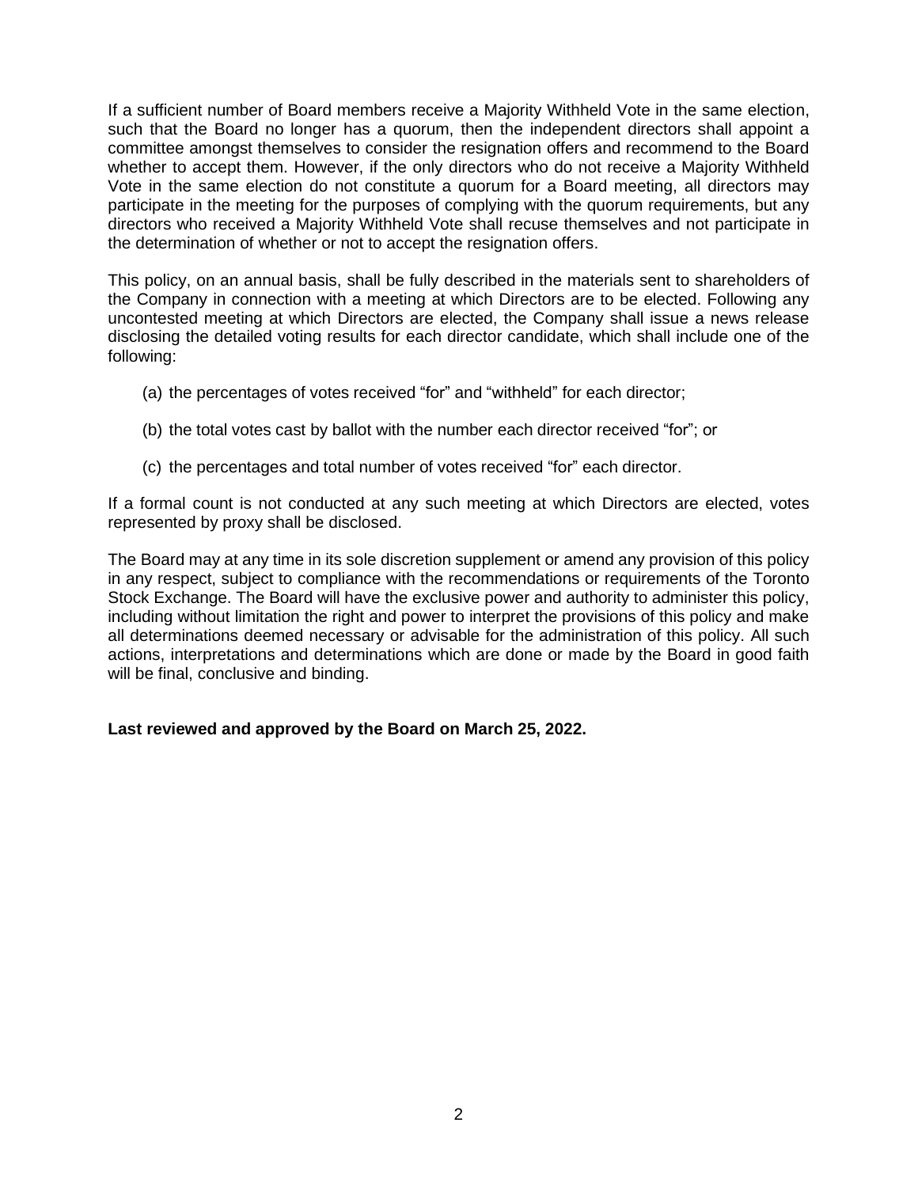If a sufficient number of Board members receive a Majority Withheld Vote in the same election, such that the Board no longer has a quorum, then the independent directors shall appoint a committee amongst themselves to consider the resignation offers and recommend to the Board whether to accept them. However, if the only directors who do not receive a Majority Withheld Vote in the same election do not constitute a quorum for a Board meeting, all directors may participate in the meeting for the purposes of complying with the quorum requirements, but any directors who received a Majority Withheld Vote shall recuse themselves and not participate in the determination of whether or not to accept the resignation offers.

This policy, on an annual basis, shall be fully described in the materials sent to shareholders of the Company in connection with a meeting at which Directors are to be elected. Following any uncontested meeting at which Directors are elected, the Company shall issue a news release disclosing the detailed voting results for each director candidate, which shall include one of the following:

(a) the percentages of votes received "for" and "withheld" for each director;

(b) the total votes cast by ballot with the number each director received "for"; or

(c) the percentages and total number of votes received "for" each director.

If a formal count is not conducted at any such meeting at which Directors are elected, votes represented by proxy shall be disclosed.

The Board may at any time in its sole discretion supplement or amend any provision of this policy in any respect, subject to compliance with the recommendations or requirements of the Toronto Stock Exchange. The Board will have the exclusive power and authority to administer this policy, including without limitation the right and power to interpret the provisions of this policy and make all determinations deemed necessary or advisable for the administration of this policy. All such actions, interpretations and determinations which are done or made by the Board in good faith will be final, conclusive and binding.

**Last reviewed and approved by the Board on March 25, 2022.**